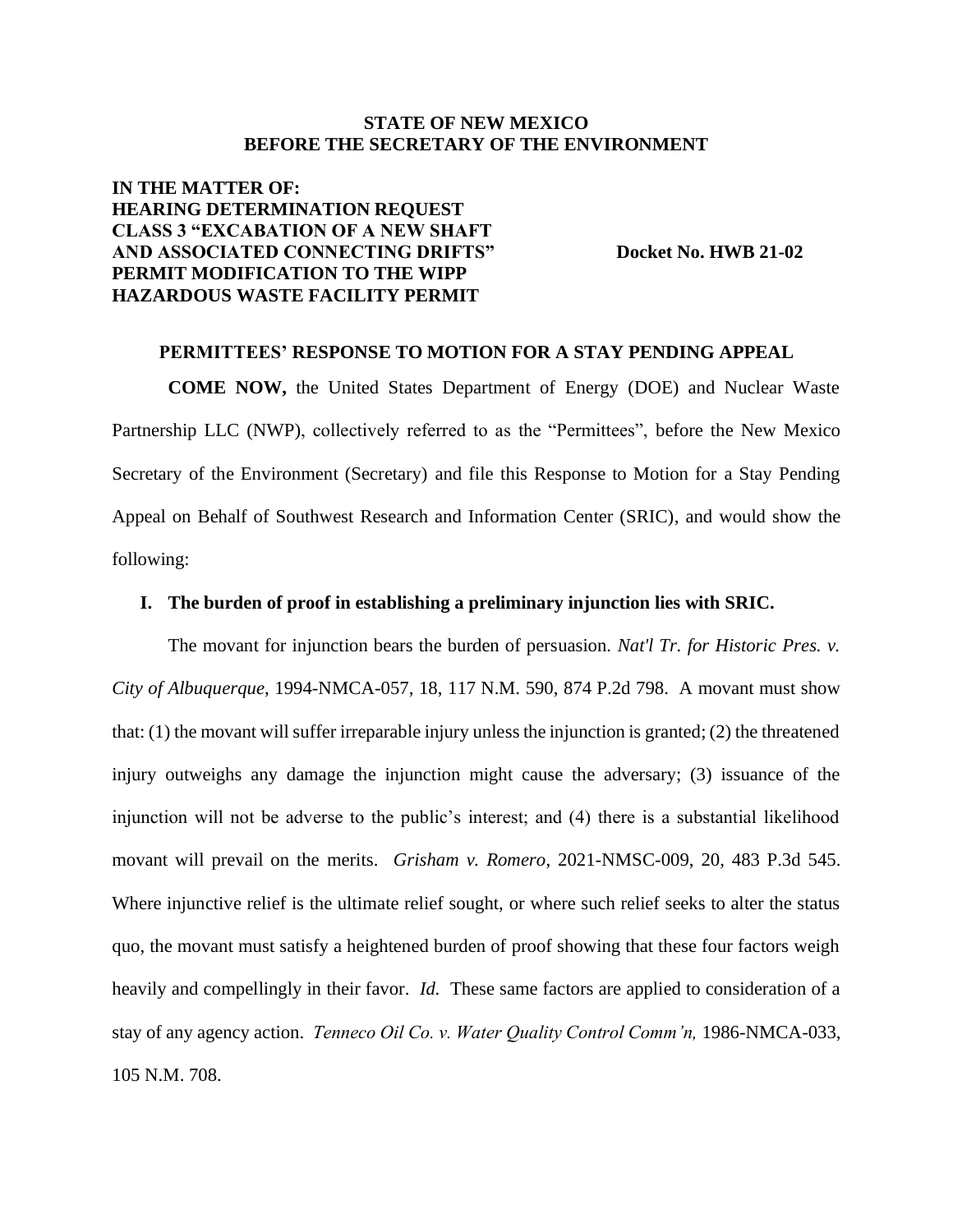**STATE OF NEW MEXICO**
**BEFORE THE SECRETARY OF THE ENVIRONMENT**

**IN THE MATTER OF:**
**HEARING DETERMINATION REQUEST**
**CLASS 3 "EXCABATION OF A NEW SHAFT AND ASSOCIATED CONNECTING DRIFTS" PERMIT MODIFICATION TO THE WIPP HAZARDOUS WASTE FACILITY PERMIT**

**Docket No. HWB 21-02**

## PERMITTEES' RESPONSE TO MOTION FOR A STAY PENDING APPEAL

**COME NOW,** the United States Department of Energy (DOE) and Nuclear Waste Partnership LLC (NWP), collectively referred to as the "Permittees", before the New Mexico Secretary of the Environment (Secretary) and file this Response to Motion for a Stay Pending Appeal on Behalf of Southwest Research and Information Center (SRIC), and would show the following:

### I. The burden of proof in establishing a preliminary injunction lies with SRIC.

The movant for injunction bears the burden of persuasion. *Nat'l Tr. for Historic Pres. v. City of Albuquerque*, 1994-NMCA-057, 18, 117 N.M. 590, 874 P.2d 798. A movant must show that: (1) the movant will suffer irreparable injury unless the injunction is granted; (2) the threatened injury outweighs any damage the injunction might cause the adversary; (3) issuance of the injunction will not be adverse to the public's interest; and (4) there is a substantial likelihood movant will prevail on the merits. *Grisham v. Romero*, 2021-NMSC-009, 20, 483 P.3d 545. Where injunctive relief is the ultimate relief sought, or where such relief seeks to alter the status quo, the movant must satisfy a heightened burden of proof showing that these four factors weigh heavily and compellingly in their favor. *Id.* These same factors are applied to consideration of a stay of any agency action. *Tenneco Oil Co. v. Water Quality Control Comm'n,* 1986-NMCA-033, 105 N.M. 708.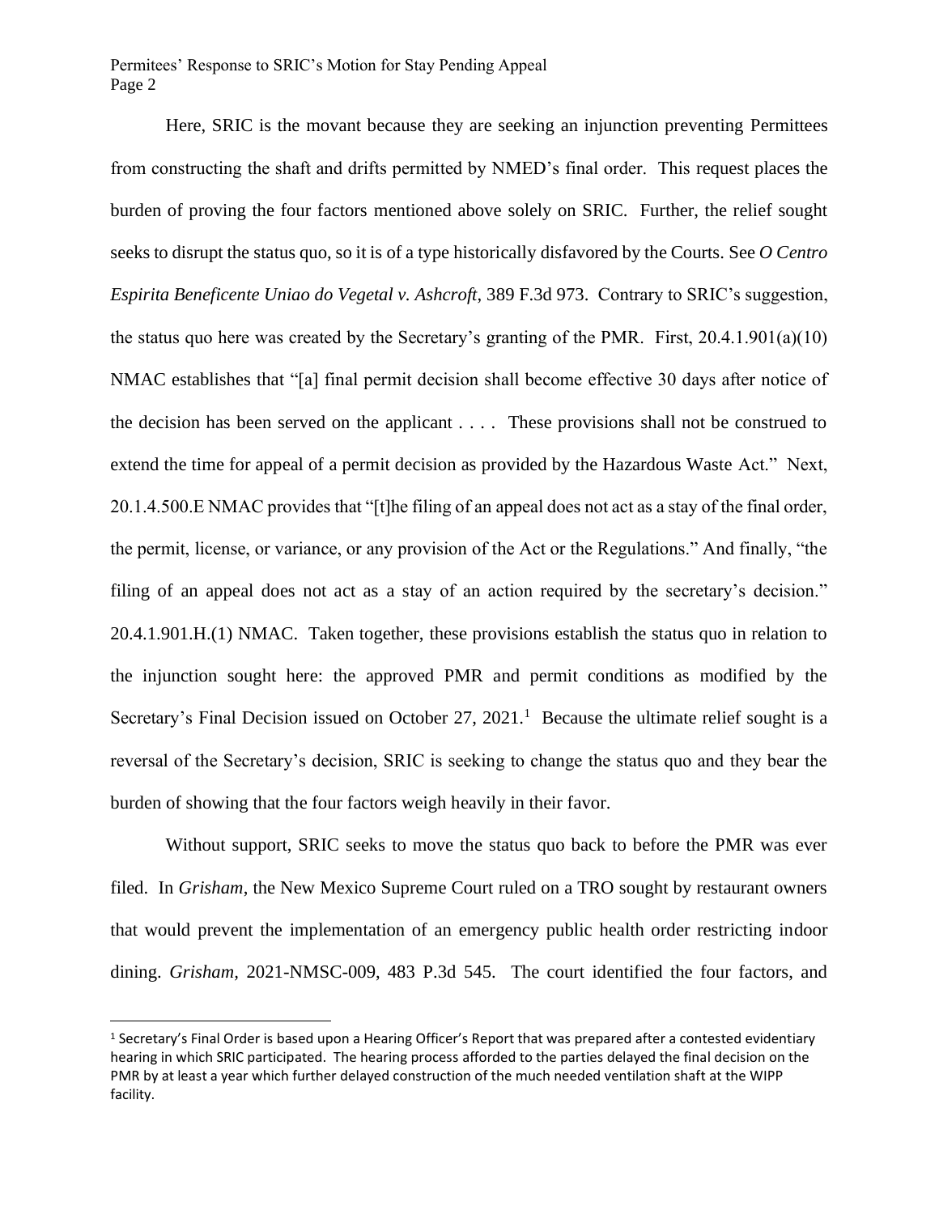Here, SRIC is the movant because they are seeking an injunction preventing Permittees from constructing the shaft and drifts permitted by NMED's final order. This request places the burden of proving the four factors mentioned above solely on SRIC. Further, the relief sought seeks to disrupt the status quo, so it is of a type historically disfavored by the Courts. See *O Centro Espirita Beneficente Uniao do Vegetal v. Ashcroft*, 389 F.3d 973. Contrary to SRIC's suggestion, the status quo here was created by the Secretary's granting of the PMR. First, 20.4.1.901(a)(10) NMAC establishes that "[a] final permit decision shall become effective 30 days after notice of the decision has been served on the applicant . . . . These provisions shall not be construed to extend the time for appeal of a permit decision as provided by the Hazardous Waste Act." Next, 20.1.4.500.E NMAC provides that "[t]he filing of an appeal does not act as a stay of the final order, the permit, license, or variance, or any provision of the Act or the Regulations." And finally, "the filing of an appeal does not act as a stay of an action required by the secretary's decision." 20.4.1.901.H.(1) NMAC. Taken together, these provisions establish the status quo in relation to the injunction sought here: the approved PMR and permit conditions as modified by the Secretary's Final Decision issued on October 27, 2021.[1] Because the ultimate relief sought is a reversal of the Secretary's decision, SRIC is seeking to change the status quo and they bear the burden of showing that the four factors weigh heavily in their favor.

Without support, SRIC seeks to move the status quo back to before the PMR was ever filed. In *Grisham*, the New Mexico Supreme Court ruled on a TRO sought by restaurant owners that would prevent the implementation of an emergency public health order restricting indoor dining. *Grisham*, 2021-NMSC-009, 483 P.3d 545. The court identified the four factors, and

[1] Secretary's Final Order is based upon a Hearing Officer's Report that was prepared after a contested evidentiary hearing in which SRIC participated. The hearing process afforded to the parties delayed the final decision on the PMR by at least a year which further delayed construction of the much needed ventilation shaft at the WIPP facility.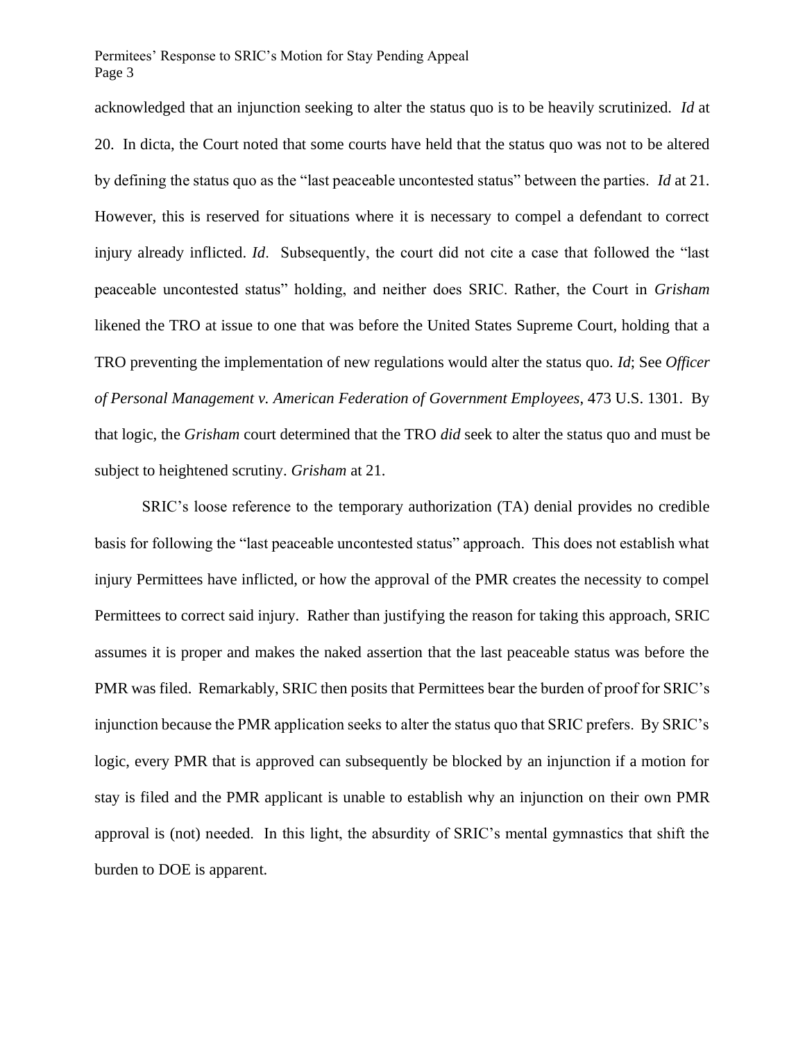acknowledged that an injunction seeking to alter the status quo is to be heavily scrutinized. *Id* at 20. In dicta, the Court noted that some courts have held that the status quo was not to be altered by defining the status quo as the "last peaceable uncontested status" between the parties. *Id* at 21. However, this is reserved for situations where it is necessary to compel a defendant to correct injury already inflicted. *Id*. Subsequently, the court did not cite a case that followed the "last peaceable uncontested status" holding, and neither does SRIC. Rather, the Court in *Grisham* likened the TRO at issue to one that was before the United States Supreme Court, holding that a TRO preventing the implementation of new regulations would alter the status quo. *Id*; See *Officer of Personal Management v. American Federation of Government Employees*, 473 U.S. 1301. By that logic, the *Grisham* court determined that the TRO *did* seek to alter the status quo and must be subject to heightened scrutiny. *Grisham* at 21.

SRIC's loose reference to the temporary authorization (TA) denial provides no credible basis for following the "last peaceable uncontested status" approach. This does not establish what injury Permittees have inflicted, or how the approval of the PMR creates the necessity to compel Permittees to correct said injury. Rather than justifying the reason for taking this approach, SRIC assumes it is proper and makes the naked assertion that the last peaceable status was before the PMR was filed. Remarkably, SRIC then posits that Permittees bear the burden of proof for SRIC's injunction because the PMR application seeks to alter the status quo that SRIC prefers. By SRIC's logic, every PMR that is approved can subsequently be blocked by an injunction if a motion for stay is filed and the PMR applicant is unable to establish why an injunction on their own PMR approval is (not) needed. In this light, the absurdity of SRIC's mental gymnastics that shift the burden to DOE is apparent.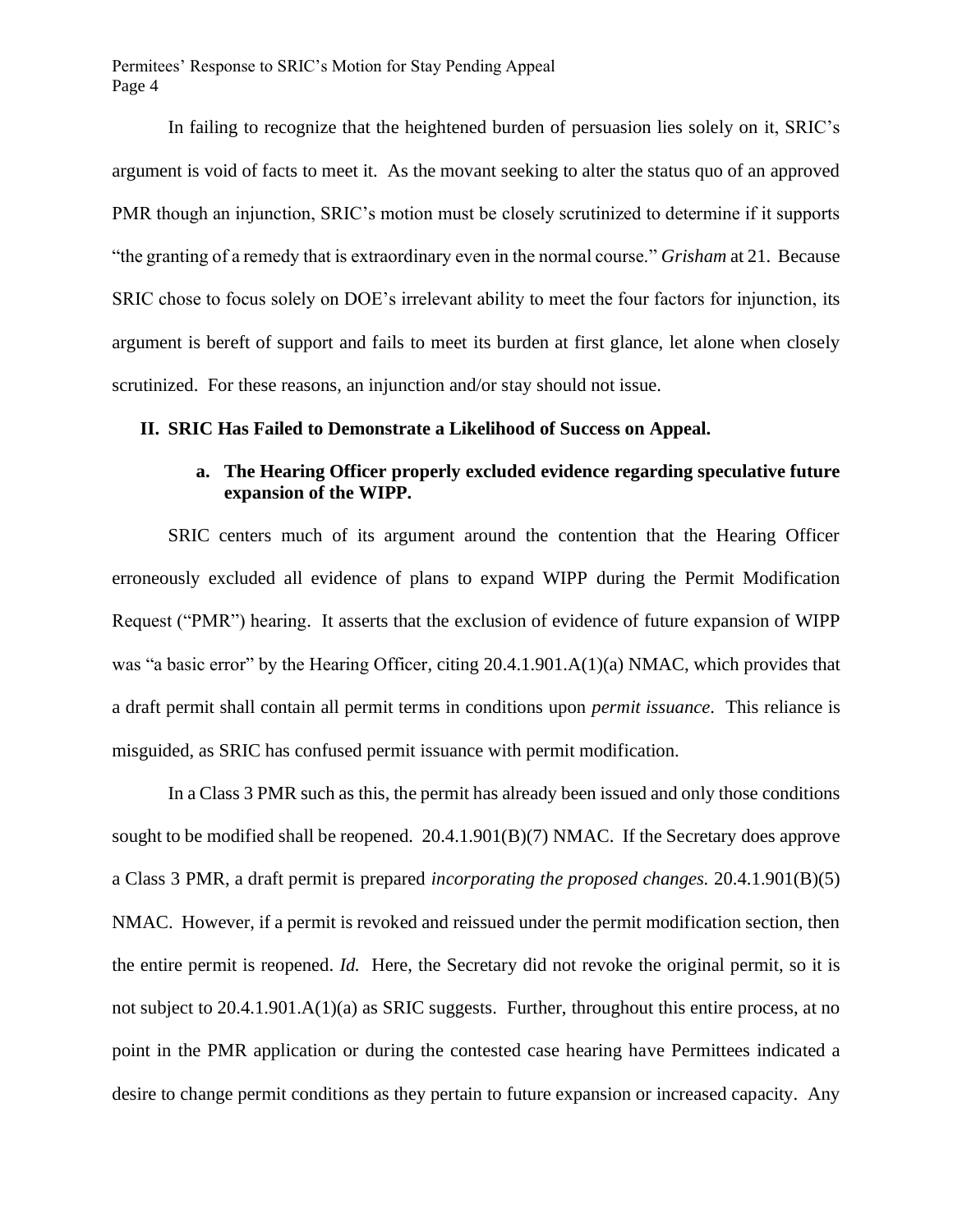In failing to recognize that the heightened burden of persuasion lies solely on it, SRIC's argument is void of facts to meet it. As the movant seeking to alter the status quo of an approved PMR though an injunction, SRIC's motion must be closely scrutinized to determine if it supports "the granting of a remedy that is extraordinary even in the normal course." *Grisham* at 21. Because SRIC chose to focus solely on DOE's irrelevant ability to meet the four factors for injunction, its argument is bereft of support and fails to meet its burden at first glance, let alone when closely scrutinized. For these reasons, an injunction and/or stay should not issue.

## II. SRIC Has Failed to Demonstrate a Likelihood of Success on Appeal.

### a. The Hearing Officer properly excluded evidence regarding speculative future expansion of the WIPP.

SRIC centers much of its argument around the contention that the Hearing Officer erroneously excluded all evidence of plans to expand WIPP during the Permit Modification Request ("PMR") hearing. It asserts that the exclusion of evidence of future expansion of WIPP was "a basic error" by the Hearing Officer, citing 20.4.1.901.A(1)(a) NMAC, which provides that a draft permit shall contain all permit terms in conditions upon *permit issuance*. This reliance is misguided, as SRIC has confused permit issuance with permit modification.

In a Class 3 PMR such as this, the permit has already been issued and only those conditions sought to be modified shall be reopened. 20.4.1.901(B)(7) NMAC. If the Secretary does approve a Class 3 PMR, a draft permit is prepared *incorporating the proposed changes.* 20.4.1.901(B)(5) NMAC. However, if a permit is revoked and reissued under the permit modification section, then the entire permit is reopened. *Id.* Here, the Secretary did not revoke the original permit, so it is not subject to 20.4.1.901.A(1)(a) as SRIC suggests. Further, throughout this entire process, at no point in the PMR application or during the contested case hearing have Permittees indicated a desire to change permit conditions as they pertain to future expansion or increased capacity. Any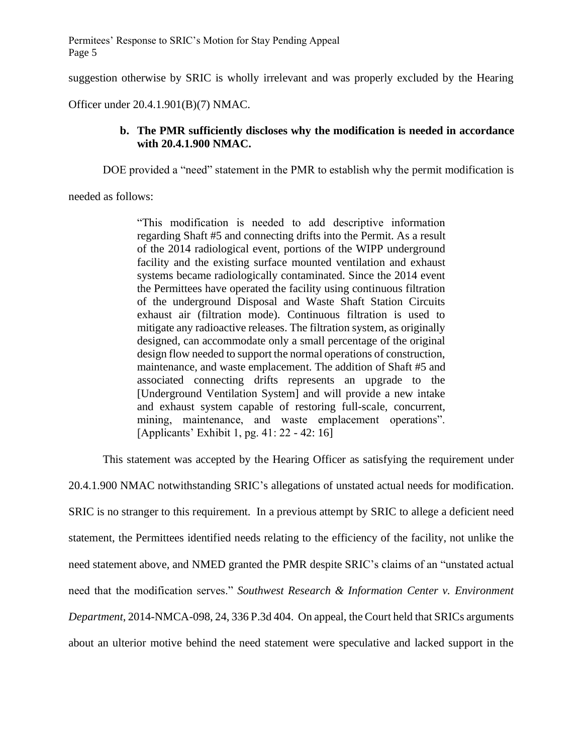suggestion otherwise by SRIC is wholly irrelevant and was properly excluded by the Hearing Officer under 20.4.1.901(B)(7) NMAC.

**b. The PMR sufficiently discloses why the modification is needed in accordance with 20.4.1.900 NMAC.**

DOE provided a "need" statement in the PMR to establish why the permit modification is needed as follows:

> "This modification is needed to add descriptive information regarding Shaft #5 and connecting drifts into the Permit. As a result of the 2014 radiological event, portions of the WIPP underground facility and the existing surface mounted ventilation and exhaust systems became radiologically contaminated. Since the 2014 event the Permittees have operated the facility using continuous filtration of the underground Disposal and Waste Shaft Station Circuits exhaust air (filtration mode). Continuous filtration is used to mitigate any radioactive releases. The filtration system, as originally designed, can accommodate only a small percentage of the original design flow needed to support the normal operations of construction, maintenance, and waste emplacement. The addition of Shaft #5 and associated connecting drifts represents an upgrade to the [Underground Ventilation System] and will provide a new intake and exhaust system capable of restoring full-scale, concurrent, mining, maintenance, and waste emplacement operations". [Applicants' Exhibit 1, pg. 41: 22 - 42: 16]

This statement was accepted by the Hearing Officer as satisfying the requirement under 20.4.1.900 NMAC notwithstanding SRIC's allegations of unstated actual needs for modification. SRIC is no stranger to this requirement. In a previous attempt by SRIC to allege a deficient need statement, the Permittees identified needs relating to the efficiency of the facility, not unlike the need statement above, and NMED granted the PMR despite SRIC's claims of an "unstated actual need that the modification serves." *Southwest Research & Information Center v. Environment Department*, 2014-NMCA-098, 24, 336 P.3d 404. On appeal, the Court held that SRICs arguments about an ulterior motive behind the need statement were speculative and lacked support in the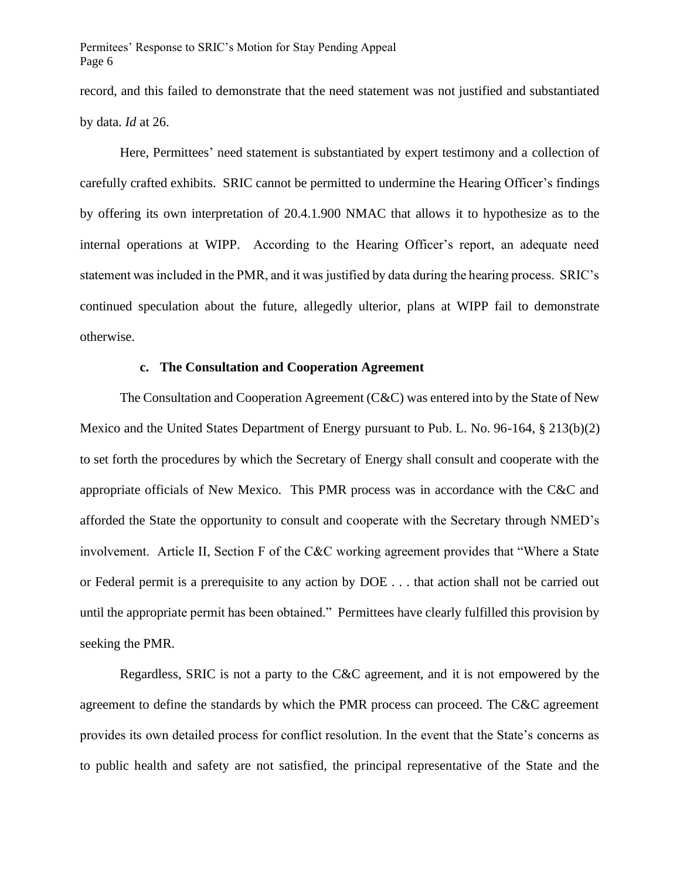record, and this failed to demonstrate that the need statement was not justified and substantiated by data. *Id* at 26.

Here, Permittees' need statement is substantiated by expert testimony and a collection of carefully crafted exhibits. SRIC cannot be permitted to undermine the Hearing Officer's findings by offering its own interpretation of 20.4.1.900 NMAC that allows it to hypothesize as to the internal operations at WIPP. According to the Hearing Officer's report, an adequate need statement was included in the PMR, and it was justified by data during the hearing process. SRIC's continued speculation about the future, allegedly ulterior, plans at WIPP fail to demonstrate otherwise.

**c. The Consultation and Cooperation Agreement**

The Consultation and Cooperation Agreement (C&C) was entered into by the State of New Mexico and the United States Department of Energy pursuant to Pub. L. No. 96-164, § 213(b)(2) to set forth the procedures by which the Secretary of Energy shall consult and cooperate with the appropriate officials of New Mexico. This PMR process was in accordance with the C&C and afforded the State the opportunity to consult and cooperate with the Secretary through NMED's involvement. Article II, Section F of the C&C working agreement provides that "Where a State or Federal permit is a prerequisite to any action by DOE . . . that action shall not be carried out until the appropriate permit has been obtained." Permittees have clearly fulfilled this provision by seeking the PMR.

Regardless, SRIC is not a party to the C&C agreement, and it is not empowered by the agreement to define the standards by which the PMR process can proceed. The C&C agreement provides its own detailed process for conflict resolution. In the event that the State's concerns as to public health and safety are not satisfied, the principal representative of the State and the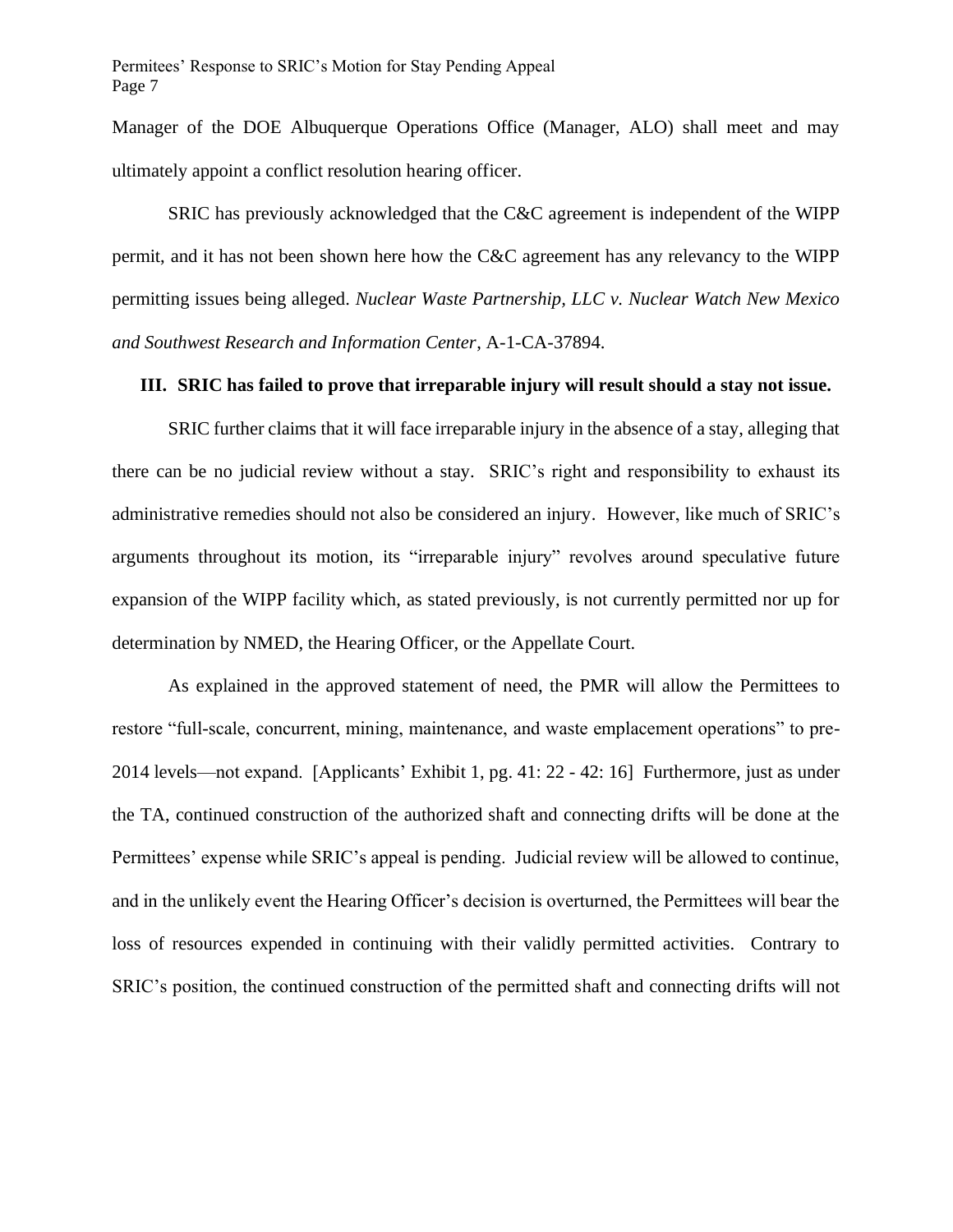Manager of the DOE Albuquerque Operations Office (Manager, ALO) shall meet and may ultimately appoint a conflict resolution hearing officer.

SRIC has previously acknowledged that the C&C agreement is independent of the WIPP permit, and it has not been shown here how the C&C agreement has any relevancy to the WIPP permitting issues being alleged. *Nuclear Waste Partnership, LLC v. Nuclear Watch New Mexico and Southwest Research and Information Center*, A-1-CA-37894.

## III. SRIC has failed to prove that irreparable injury will result should a stay not issue.

SRIC further claims that it will face irreparable injury in the absence of a stay, alleging that there can be no judicial review without a stay. SRIC's right and responsibility to exhaust its administrative remedies should not also be considered an injury. However, like much of SRIC's arguments throughout its motion, its "irreparable injury" revolves around speculative future expansion of the WIPP facility which, as stated previously, is not currently permitted nor up for determination by NMED, the Hearing Officer, or the Appellate Court.

As explained in the approved statement of need, the PMR will allow the Permittees to restore "full-scale, concurrent, mining, maintenance, and waste emplacement operations" to pre-2014 levels—not expand. [Applicants' Exhibit 1, pg. 41: 22 - 42: 16] Furthermore, just as under the TA, continued construction of the authorized shaft and connecting drifts will be done at the Permittees' expense while SRIC's appeal is pending. Judicial review will be allowed to continue, and in the unlikely event the Hearing Officer's decision is overturned, the Permittees will bear the loss of resources expended in continuing with their validly permitted activities. Contrary to SRIC's position, the continued construction of the permitted shaft and connecting drifts will not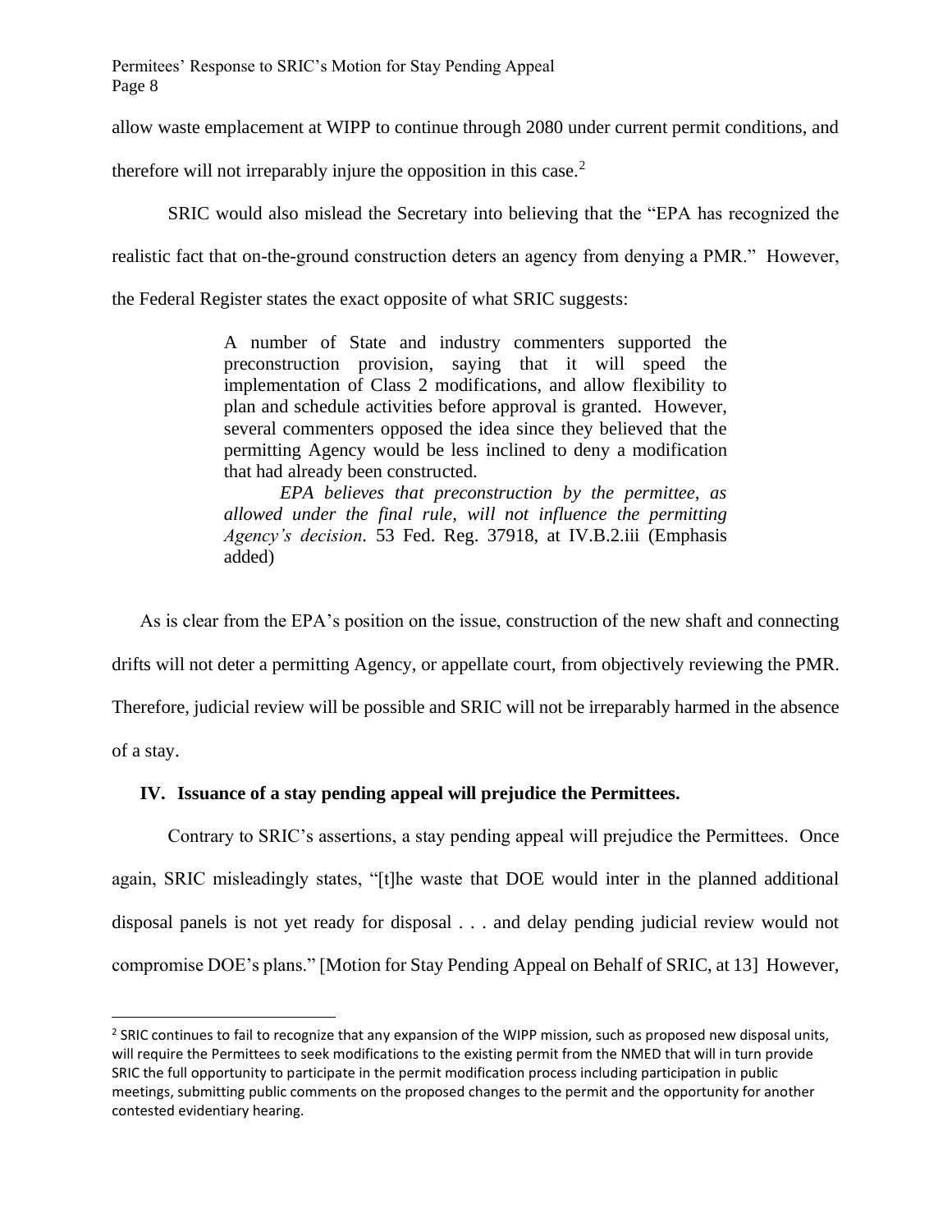allow waste emplacement at WIPP to continue through 2080 under current permit conditions, and therefore will not irreparably injure the opposition in this case.[2]

SRIC would also mislead the Secretary into believing that the "EPA has recognized the realistic fact that on-the-ground construction deters an agency from denying a PMR." However, the Federal Register states the exact opposite of what SRIC suggests:

> A number of State and industry commenters supported the preconstruction provision, saying that it will speed the implementation of Class 2 modifications, and allow flexibility to plan and schedule activities before approval is granted. However, several commenters opposed the idea since they believed that the permitting Agency would be less inclined to deny a modification that had already been constructed.
>
> *EPA believes that preconstruction by the permittee, as allowed under the final rule, will not influence the permitting Agency's decision*. 53 Fed. Reg. 37918, at IV.B.2.iii (Emphasis added)

As is clear from the EPA's position on the issue, construction of the new shaft and connecting drifts will not deter a permitting Agency, or appellate court, from objectively reviewing the PMR. Therefore, judicial review will be possible and SRIC will not be irreparably harmed in the absence of a stay.

## IV. Issuance of a stay pending appeal will prejudice the Permittees.

Contrary to SRIC's assertions, a stay pending appeal will prejudice the Permittees. Once again, SRIC misleadingly states, "[t]he waste that DOE would inter in the planned additional disposal panels is not yet ready for disposal . . . and delay pending judicial review would not compromise DOE's plans." [Motion for Stay Pending Appeal on Behalf of SRIC, at 13] However,

[2] SRIC continues to fail to recognize that any expansion of the WIPP mission, such as proposed new disposal units, will require the Permittees to seek modifications to the existing permit from the NMED that will in turn provide SRIC the full opportunity to participate in the permit modification process including participation in public meetings, submitting public comments on the proposed changes to the permit and the opportunity for another contested evidentiary hearing.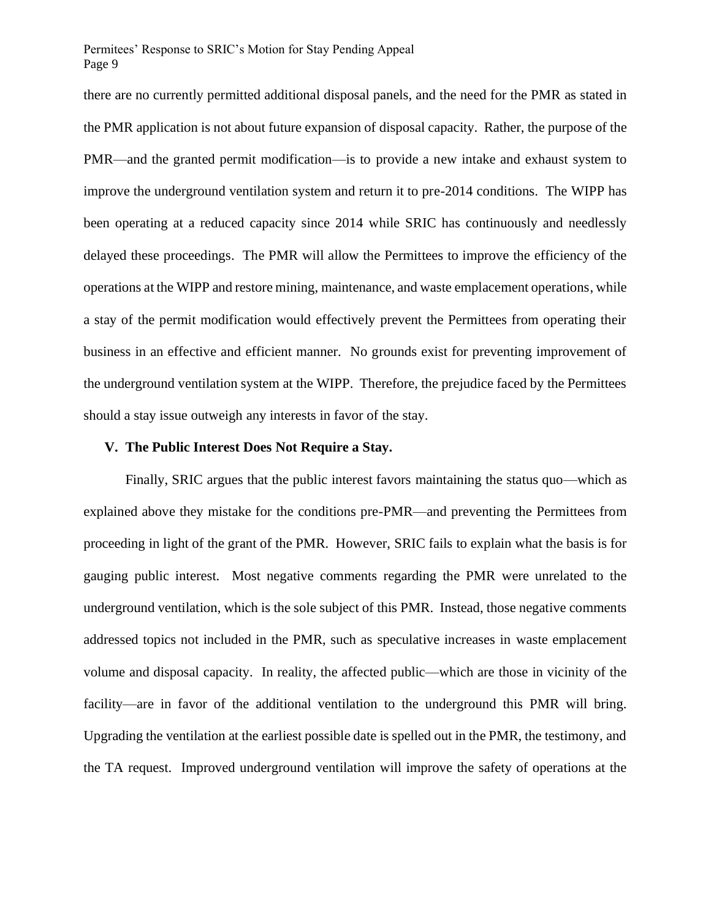there are no currently permitted additional disposal panels, and the need for the PMR as stated in the PMR application is not about future expansion of disposal capacity. Rather, the purpose of the PMR—and the granted permit modification—is to provide a new intake and exhaust system to improve the underground ventilation system and return it to pre-2014 conditions. The WIPP has been operating at a reduced capacity since 2014 while SRIC has continuously and needlessly delayed these proceedings. The PMR will allow the Permittees to improve the efficiency of the operations at the WIPP and restore mining, maintenance, and waste emplacement operations, while a stay of the permit modification would effectively prevent the Permittees from operating their business in an effective and efficient manner. No grounds exist for preventing improvement of the underground ventilation system at the WIPP. Therefore, the prejudice faced by the Permittees should a stay issue outweigh any interests in favor of the stay.

## V. The Public Interest Does Not Require a Stay.

Finally, SRIC argues that the public interest favors maintaining the status quo—which as explained above they mistake for the conditions pre-PMR—and preventing the Permittees from proceeding in light of the grant of the PMR. However, SRIC fails to explain what the basis is for gauging public interest. Most negative comments regarding the PMR were unrelated to the underground ventilation, which is the sole subject of this PMR. Instead, those negative comments addressed topics not included in the PMR, such as speculative increases in waste emplacement volume and disposal capacity. In reality, the affected public—which are those in vicinity of the facility—are in favor of the additional ventilation to the underground this PMR will bring. Upgrading the ventilation at the earliest possible date is spelled out in the PMR, the testimony, and the TA request. Improved underground ventilation will improve the safety of operations at the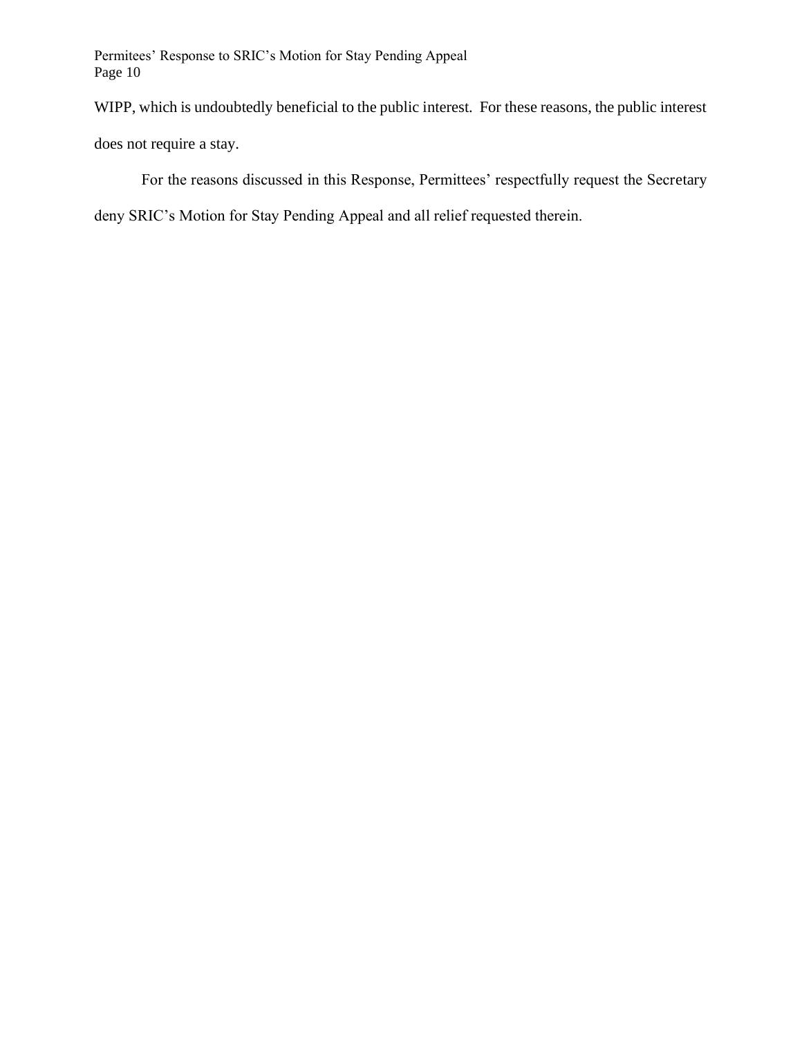WIPP, which is undoubtedly beneficial to the public interest. For these reasons, the public interest does not require a stay.

For the reasons discussed in this Response, Permittees' respectfully request the Secretary deny SRIC's Motion for Stay Pending Appeal and all relief requested therein.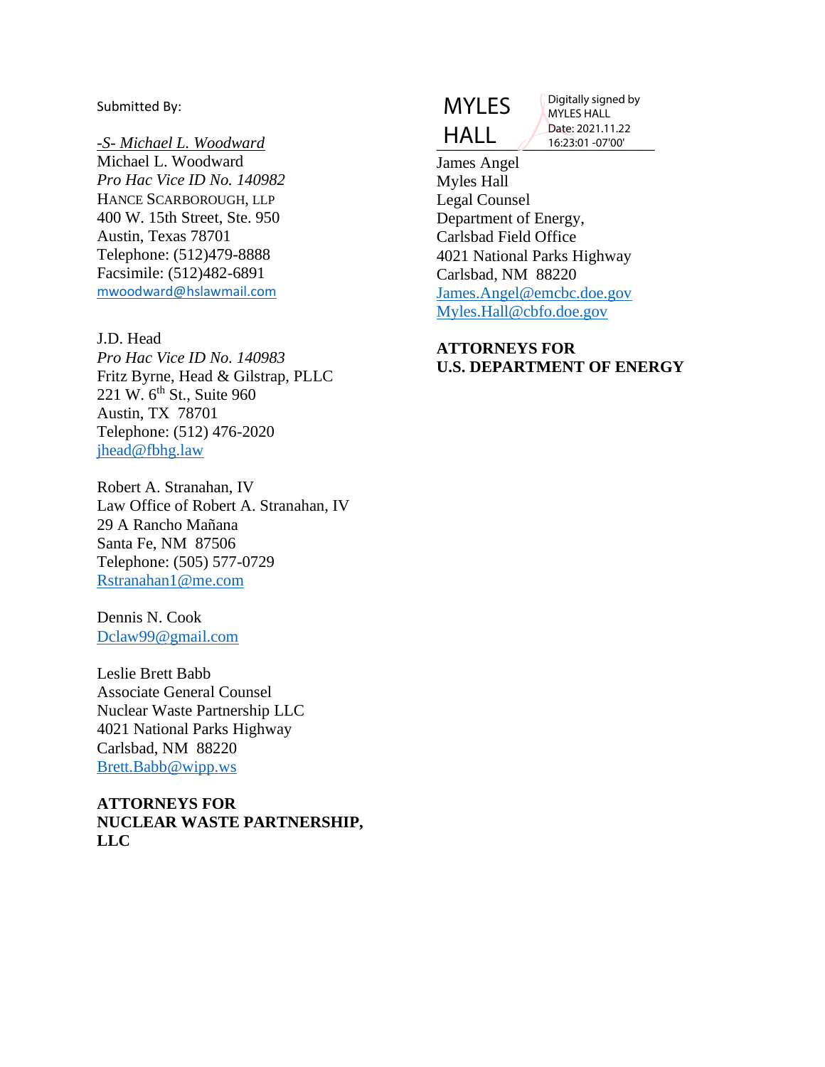Submitted By:

*-S- Michael L. Woodward*
Michael L. Woodward
*Pro Hac Vice ID No. 140982*
HANCE SCARBOROUGH, LLP
400 W. 15th Street, Ste. 950
Austin, Texas 78701
Telephone: (512)479-8888
Facsimile: (512)482-6891
mwoodward@hslawmail.com

J.D. Head
*Pro Hac Vice ID No. 140983*
Fritz Byrne, Head & Gilstrap, PLLC
221 W. 6th St., Suite 960
Austin, TX 78701
Telephone: (512) 476-2020
jhead@fbhg.law

Robert A. Stranahan, IV
Law Office of Robert A. Stranahan, IV
29 A Rancho Mañana
Santa Fe, NM 87506
Telephone: (505) 577-0729
Rstranahan1@me.com

Dennis N. Cook
Dclaw99@gmail.com

Leslie Brett Babb
Associate General Counsel
Nuclear Waste Partnership LLC
4021 National Parks Highway
Carlsbad, NM 88220
Brett.Babb@wipp.ws

**ATTORNEYS FOR NUCLEAR WASTE PARTNERSHIP, LLC**

MYLES HALL Digitally signed by MYLES HALL Date: 2021.11.22 16:23:01 -07'00'

James Angel
Myles Hall
Legal Counsel
Department of Energy,
Carlsbad Field Office
4021 National Parks Highway
Carlsbad, NM 88220
James.Angel@emcbc.doe.gov
Myles.Hall@cbfo.doe.gov

**ATTORNEYS FOR U.S. DEPARTMENT OF ENERGY**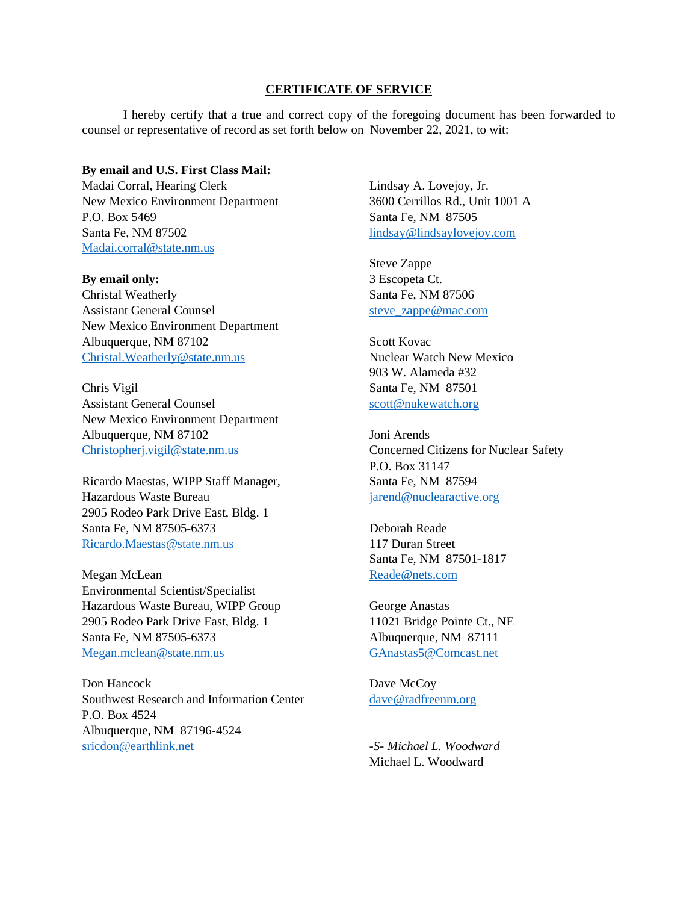## CERTIFICATE OF SERVICE

I hereby certify that a true and correct copy of the foregoing document has been forwarded to counsel or representative of record as set forth below on November 22, 2021, to wit:

**By email and U.S. First Class Mail:**

Madai Corral, Hearing Clerk
New Mexico Environment Department
P.O. Box 5469
Santa Fe, NM 87502
Madai.corral@state.nm.us

**By email only:**

Christal Weatherly
Assistant General Counsel
New Mexico Environment Department
Albuquerque, NM 87102
Christal.Weatherly@state.nm.us

Chris Vigil
Assistant General Counsel
New Mexico Environment Department
Albuquerque, NM 87102
Christopherj.vigil@state.nm.us

Ricardo Maestas, WIPP Staff Manager,
Hazardous Waste Bureau
2905 Rodeo Park Drive East, Bldg. 1
Santa Fe, NM 87505-6373
Ricardo.Maestas@state.nm.us

Megan McLean
Environmental Scientist/Specialist
Hazardous Waste Bureau, WIPP Group
2905 Rodeo Park Drive East, Bldg. 1
Santa Fe, NM 87505-6373
Megan.mclean@state.nm.us

Don Hancock
Southwest Research and Information Center
P.O. Box 4524
Albuquerque, NM 87196-4524
sricdon@earthlink.net

Lindsay A. Lovejoy, Jr.
3600 Cerrillos Rd., Unit 1001 A
Santa Fe, NM 87505
lindsay@lindsaylovejoy.com

Steve Zappe
3 Escopeta Ct.
Santa Fe, NM 87506
steve_zappe@mac.com

Scott Kovac
Nuclear Watch New Mexico
903 W. Alameda #32
Santa Fe, NM 87501
scott@nukewatch.org

Joni Arends
Concerned Citizens for Nuclear Safety
P.O. Box 31147
Santa Fe, NM 87594
jarend@nuclearactive.org

Deborah Reade
117 Duran Street
Santa Fe, NM 87501-1817
Reade@nets.com

George Anastas
11021 Bridge Pointe Ct., NE
Albuquerque, NM 87111
GAnastas5@Comcast.net

Dave McCoy
dave@radfreenm.org

*-S- Michael L. Woodward*
Michael L. Woodward